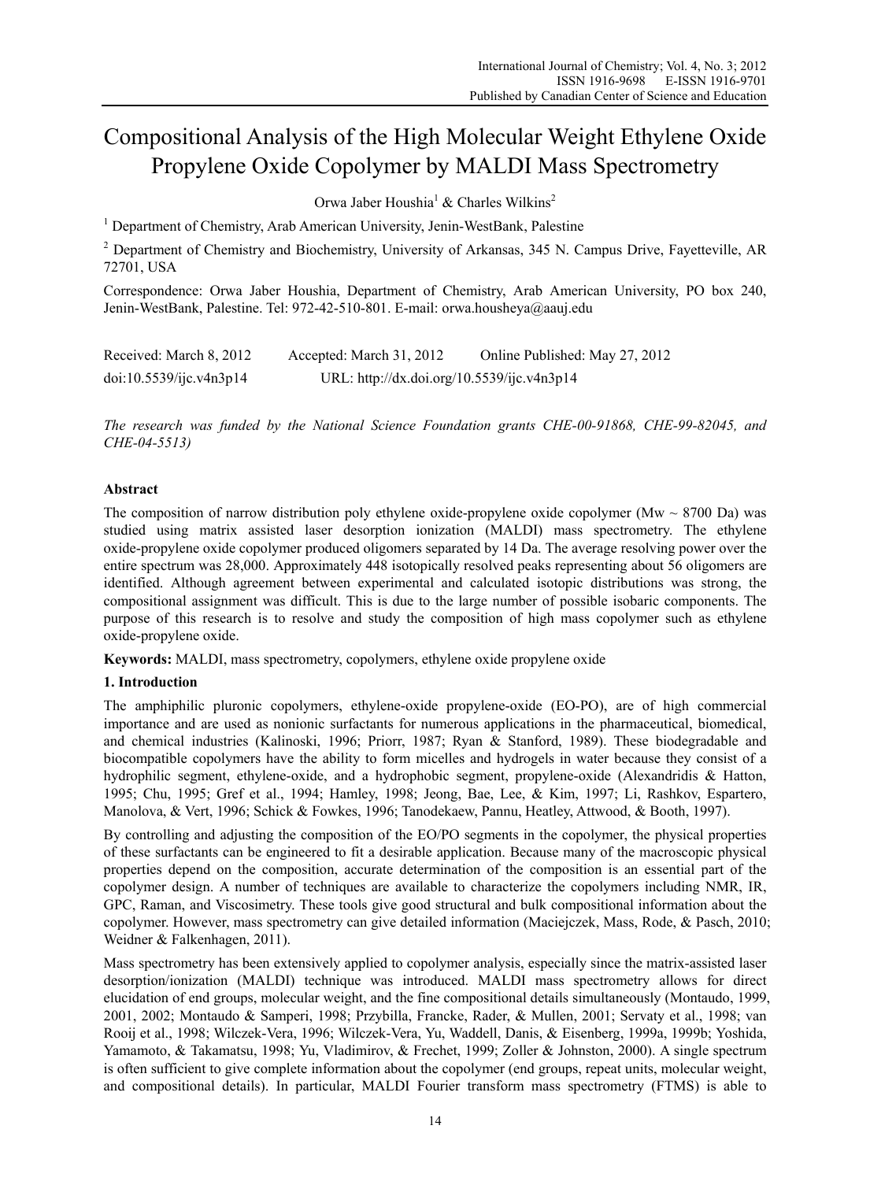# Compositional Analysis of the High Molecular Weight Ethylene Oxide Propylene Oxide Copolymer by MALDI Mass Spectrometry

Orwa Jaber Houshia[1] & Charles Wilkins[2]

[1] Department of Chemistry, Arab American University, Jenin-WestBank, Palestine

[2] Department of Chemistry and Biochemistry, University of Arkansas, 345 N. Campus Drive, Fayetteville, AR 72701, USA

Correspondence: Orwa Jaber Houshia, Department of Chemistry, Arab American University, PO box 240, Jenin-WestBank, Palestine. Tel: 972-42-510-801. E-mail: orwa.housheya@aauj.edu

Received: March 8, 2012 Accepted: March 31, 2012 Online Published: May 27, 2012

doi:10.5539/ijc.v4n3p14 URL: http://dx.doi.org/10.5539/ijc.v4n3p14

*The research was funded by the National Science Foundation grants CHE-00-91868, CHE-99-82045, and CHE-04-5513)*

**Abstract**

The composition of narrow distribution poly ethylene oxide-propylene oxide copolymer (Mw ~ 8700 Da) was studied using matrix assisted laser desorption ionization (MALDI) mass spectrometry. The ethylene oxide-propylene oxide copolymer produced oligomers separated by 14 Da. The average resolving power over the entire spectrum was 28,000. Approximately 448 isotopically resolved peaks representing about 56 oligomers are identified. Although agreement between experimental and calculated isotopic distributions was strong, the compositional assignment was difficult. This is due to the large number of possible isobaric components. The purpose of this research is to resolve and study the composition of high mass copolymer such as ethylene oxide-propylene oxide.

**Keywords:** MALDI, mass spectrometry, copolymers, ethylene oxide propylene oxide

## 1. Introduction

The amphiphilic pluronic copolymers, ethylene-oxide propylene-oxide (EO-PO), are of high commercial importance and are used as nonionic surfactants for numerous applications in the pharmaceutical, biomedical, and chemical industries (Kalinoski, 1996; Priorr, 1987; Ryan & Stanford, 1989). These biodegradable and biocompatible copolymers have the ability to form micelles and hydrogels in water because they consist of a hydrophilic segment, ethylene-oxide, and a hydrophobic segment, propylene-oxide (Alexandridis & Hatton, 1995; Chu, 1995; Gref et al., 1994; Hamley, 1998; Jeong, Bae, Lee, & Kim, 1997; Li, Rashkov, Espartero, Manolova, & Vert, 1996; Schick & Fowkes, 1996; Tanodekaew, Pannu, Heatley, Attwood, & Booth, 1997).

By controlling and adjusting the composition of the EO/PO segments in the copolymer, the physical properties of these surfactants can be engineered to fit a desirable application. Because many of the macroscopic physical properties depend on the composition, accurate determination of the composition is an essential part of the copolymer design. A number of techniques are available to characterize the copolymers including NMR, IR, GPC, Raman, and Viscosimetry. These tools give good structural and bulk compositional information about the copolymer. However, mass spectrometry can give detailed information (Maciejczek, Mass, Rode, & Pasch, 2010; Weidner & Falkenhagen, 2011).

Mass spectrometry has been extensively applied to copolymer analysis, especially since the matrix-assisted laser desorption/ionization (MALDI) technique was introduced. MALDI mass spectrometry allows for direct elucidation of end groups, molecular weight, and the fine compositional details simultaneously (Montaudo, 1999, 2001, 2002; Montaudo & Samperi, 1998; Przybilla, Francke, Rader, & Mullen, 2001; Servaty et al., 1998; van Rooij et al., 1998; Wilczek-Vera, 1996; Wilczek-Vera, Yu, Waddell, Danis, & Eisenberg, 1999a, 1999b; Yoshida, Yamamoto, & Takamatsu, 1998; Yu, Vladimirov, & Frechet, 1999; Zoller & Johnston, 2000). A single spectrum is often sufficient to give complete information about the copolymer (end groups, repeat units, molecular weight, and compositional details). In particular, MALDI Fourier transform mass spectrometry (FTMS) is able to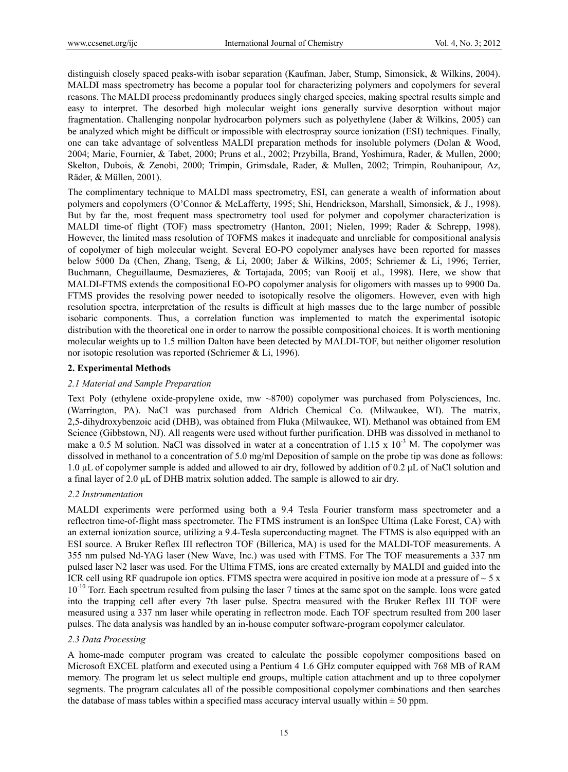distinguish closely spaced peaks-with isobar separation (Kaufman, Jaber, Stump, Simonsick, & Wilkins, 2004). MALDI mass spectrometry has become a popular tool for characterizing polymers and copolymers for several reasons. The MALDI process predominantly produces singly charged species, making spectral results simple and easy to interpret. The desorbed high molecular weight ions generally survive desorption without major fragmentation. Challenging nonpolar hydrocarbon polymers such as polyethylene (Jaber & Wilkins, 2005) can be analyzed which might be difficult or impossible with electrospray source ionization (ESI) techniques. Finally, one can take advantage of solventless MALDI preparation methods for insoluble polymers (Dolan & Wood, 2004; Marie, Fournier, & Tabet, 2000; Pruns et al., 2002; Przybilla, Brand, Yoshimura, Rader, & Mullen, 2000; Skelton, Dubois, & Zenobi, 2000; Trimpin, Grimsdale, Rader, & Mullen, 2002; Trimpin, Rouhanipour, Az, Räder, & Müllen, 2001).

The complimentary technique to MALDI mass spectrometry, ESI, can generate a wealth of information about polymers and copolymers (O'Connor & McLafferty, 1995; Shi, Hendrickson, Marshall, Simonsick, & J., 1998). But by far the, most frequent mass spectrometry tool used for polymer and copolymer characterization is MALDI time-of flight (TOF) mass spectrometry (Hanton, 2001; Nielen, 1999; Rader & Schrepp, 1998). However, the limited mass resolution of TOFMS makes it inadequate and unreliable for compositional analysis of copolymer of high molecular weight. Several EO-PO copolymer analyses have been reported for masses below 5000 Da (Chen, Zhang, Tseng, & Li, 2000; Jaber & Wilkins, 2005; Schriemer & Li, 1996; Terrier, Buchmann, Cheguillaume, Desmazieres, & Tortajada, 2005; van Rooij et al., 1998). Here, we show that MALDI-FTMS extends the compositional EO-PO copolymer analysis for oligomers with masses up to 9900 Da. FTMS provides the resolving power needed to isotopically resolve the oligomers. However, even with high resolution spectra, interpretation of the results is difficult at high masses due to the large number of possible isobaric components. Thus, a correlation function was implemented to match the experimental isotopic distribution with the theoretical one in order to narrow the possible compositional choices. It is worth mentioning molecular weights up to 1.5 million Dalton have been detected by MALDI-TOF, but neither oligomer resolution nor isotopic resolution was reported (Schriemer & Li, 1996).

## 2. Experimental Methods

### *2.1 Material and Sample Preparation*

Text Poly (ethylene oxide-propylene oxide, mw ~8700) copolymer was purchased from Polysciences, Inc. (Warrington, PA). NaCl was purchased from Aldrich Chemical Co. (Milwaukee, WI). The matrix, 2,5-dihydroxybenzoic acid (DHB), was obtained from Fluka (Milwaukee, WI). Methanol was obtained from EM Science (Gibbstown, NJ). All reagents were used without further purification. DHB was dissolved in methanol to make a 0.5 M solution. NaCl was dissolved in water at a concentration of $1.15 \times 10^{-3}$ M. The copolymer was dissolved in methanol to a concentration of 5.0 mg/ml Deposition of sample on the probe tip was done as follows: 1.0 μL of copolymer sample is added and allowed to air dry, followed by addition of 0.2 μL of NaCl solution and a final layer of 2.0 μL of DHB matrix solution added. The sample is allowed to air dry.

### *2.2 Instrumentation*

MALDI experiments were performed using both a 9.4 Tesla Fourier transform mass spectrometer and a reflectron time-of-flight mass spectrometer. The FTMS instrument is an IonSpec Ultima (Lake Forest, CA) with an external ionization source, utilizing a 9.4-Tesla superconducting magnet. The FTMS is also equipped with an ESI source. A Bruker Reflex III reflectron TOF (Billerica, MA) is used for the MALDI-TOF measurements. A 355 nm pulsed Nd-YAG laser (New Wave, Inc.) was used with FTMS. For The TOF measurements a 337 nm pulsed laser N2 laser was used. For the Ultima FTMS, ions are created externally by MALDI and guided into the ICR cell using RF quadrupole ion optics. FTMS spectra were acquired in positive ion mode at a pressure of ~ $5 \times 10^{-10}$ Torr. Each spectrum resulted from pulsing the laser 7 times at the same spot on the sample. Ions were gated into the trapping cell after every 7th laser pulse. Spectra measured with the Bruker Reflex III TOF were measured using a 337 nm laser while operating in reflectron mode. Each TOF spectrum resulted from 200 laser pulses. The data analysis was handled by an in-house computer software-program copolymer calculator.

### *2.3 Data Processing*

A home-made computer program was created to calculate the possible copolymer compositions based on Microsoft EXCEL platform and executed using a Pentium 4 1.6 GHz computer equipped with 768 MB of RAM memory. The program let us select multiple end groups, multiple cation attachment and up to three copolymer segments. The program calculates all of the possible compositional copolymer combinations and then searches the database of mass tables within a specified mass accuracy interval usually within ± 50 ppm.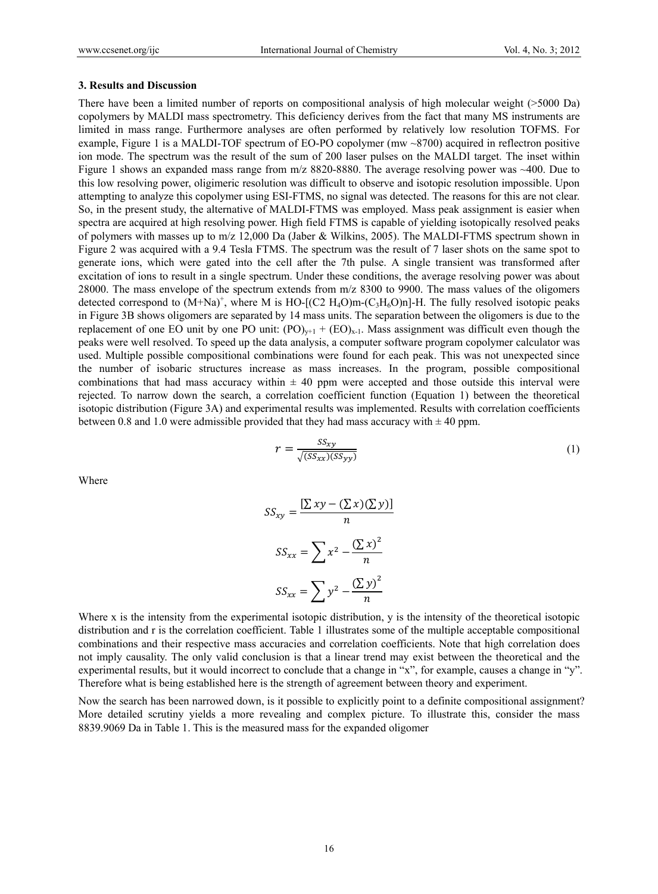### 3. Results and Discussion

There have been a limited number of reports on compositional analysis of high molecular weight (>5000 Da) copolymers by MALDI mass spectrometry. This deficiency derives from the fact that many MS instruments are limited in mass range. Furthermore analyses are often performed by relatively low resolution TOFMS. For example, Figure 1 is a MALDI-TOF spectrum of EO-PO copolymer (mw ~8700) acquired in reflectron positive ion mode. The spectrum was the result of the sum of 200 laser pulses on the MALDI target. The inset within Figure 1 shows an expanded mass range from m/z 8820-8880. The average resolving power was ~400. Due to this low resolving power, oligimeric resolution was difficult to observe and isotopic resolution impossible. Upon attempting to analyze this copolymer using ESI-FTMS, no signal was detected. The reasons for this are not clear. So, in the present study, the alternative of MALDI-FTMS was employed. Mass peak assignment is easier when spectra are acquired at high resolving power. High field FTMS is capable of yielding isotopically resolved peaks of polymers with masses up to m/z 12,000 Da (Jaber & Wilkins, 2005). The MALDI-FTMS spectrum shown in Figure 2 was acquired with a 9.4 Tesla FTMS. The spectrum was the result of 7 laser shots on the same spot to generate ions, which were gated into the cell after the 7th pulse. A single transient was transformed after excitation of ions to result in a single spectrum. Under these conditions, the average resolving power was about 28000. The mass envelope of the spectrum extends from m/z 8300 to 9900. The mass values of the oligomers detected correspond to $(M+Na)^+$, where M is HO-[$(C2\ H_4O)m$-$(C_3H_6O)n$]-H. The fully resolved isotopic peaks in Figure 3B shows oligomers are separated by 14 mass units. The separation between the oligomers is due to the replacement of one EO unit by one PO unit: $(PO)_{y+1}$ + $(EO)_{x-1}$. Mass assignment was difficult even though the peaks were well resolved. To speed up the data analysis, a computer software program copolymer calculator was used. Multiple possible compositional combinations were found for each peak. This was not unexpected since the number of isobaric structures increase as mass increases. In the program, possible compositional combinations that had mass accuracy within ± 40 ppm were accepted and those outside this interval were rejected. To narrow down the search, a correlation coefficient function (Equation 1) between the theoretical isotopic distribution (Figure 3A) and experimental results was implemented. Results with correlation coefficients between 0.8 and 1.0 were admissible provided that they had mass accuracy with ± 40 ppm.

$$r = \frac{SS_{xy}}{\sqrt{(SS_{xx})(SS_{yy})}} \tag{1}$$

Where

$$SS_{xy} = \frac{[\sum xy - (\sum x)(\sum y)]}{n}$$

$$SS_{xx} = \sum x^2 - \frac{(\sum x)^2}{n}$$

$$SS_{xx} = \sum y^2 - \frac{(\sum y)^2}{n}$$

Where x is the intensity from the experimental isotopic distribution, y is the intensity of the theoretical isotopic distribution and r is the correlation coefficient. Table 1 illustrates some of the multiple acceptable compositional combinations and their respective mass accuracies and correlation coefficients. Note that high correlation does not imply causality. The only valid conclusion is that a linear trend may exist between the theoretical and the experimental results, but it would incorrect to conclude that a change in "x", for example, causes a change in "y". Therefore what is being established here is the strength of agreement between theory and experiment.

Now the search has been narrowed down, is it possible to explicitly point to a definite compositional assignment? More detailed scrutiny yields a more revealing and complex picture. To illustrate this, consider the mass 8839.9069 Da in Table 1. This is the measured mass for the expanded oligomer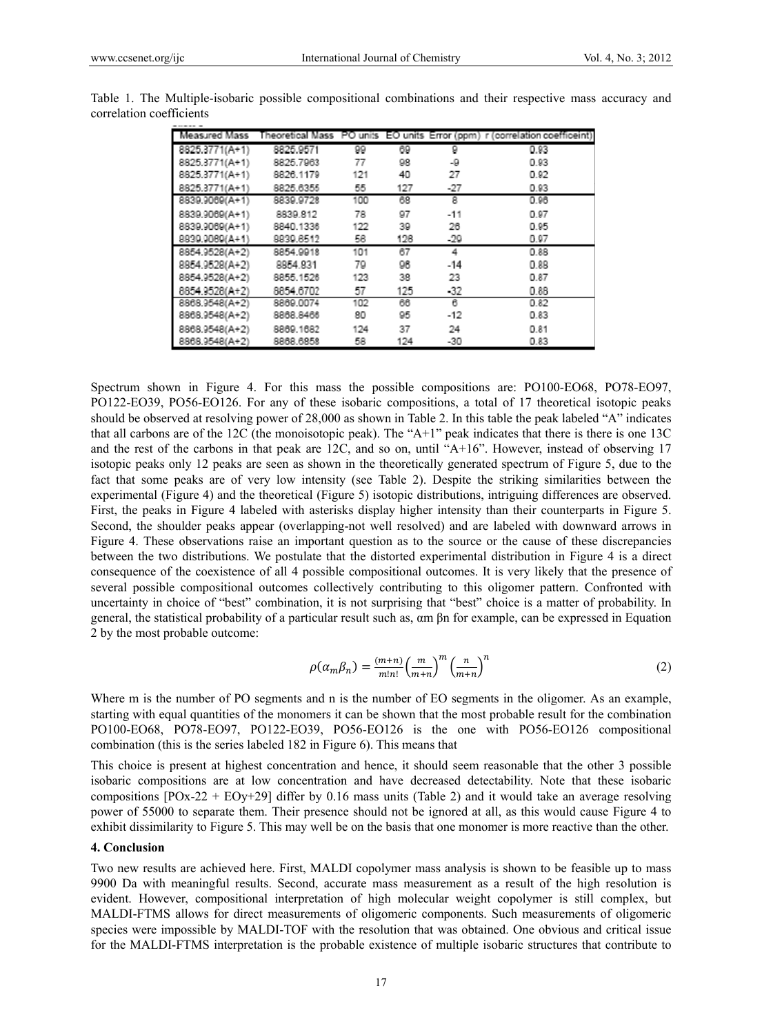Table 1. The Multiple-isobaric possible compositional combinations and their respective mass accuracy and correlation coefficients

| Measured Mass | Theoretical Mass | PO units | EO units | Error (ppm) | r (correlation coefficeint) |
|---|---|---|---|---|---|
| 8825.3771(A+1) | 8825.9571 | 99 | 69 | 9 | 0.93 |
| 8825.3771(A+1) | 8825.7963 | 77 | 98 | -9 | 0.93 |
| 8825.3771(A+1) | 8826.1179 | 121 | 40 | 27 | 0.92 |
| 8825.3771(A+1) | 8825.6355 | 55 | 127 | -27 | 0.93 |
| 8839.9069(A+1) | 8839.9728 | 100 | 68 | 8 | 0.96 |
| 8839.9069(A+1) | 8839.812 | 78 | 97 | -11 | 0.97 |
| 8839.9069(A+1) | 8840.1336 | 122 | 39 | 26 | 0.95 |
| 8839.9069(A+1) | 8839.6512 | 56 | 126 | -29 | 0.97 |
| 8854.9528(A+2) | 8854.9918 | 101 | 67 | 4 | 0.88 |
| 8854.9528(A+2) | 8854.931 | 79 | 96 | -14 | 0.88 |
| 8854.9528(A+2) | 8855.1526 | 123 | 38 | 23 | 0.87 |
| 8854.9528(A+2) | 8854.6702 | 57 | 125 | -32 | 0.88 |
| 8868.9548(A+2) | 8869.0074 | 102 | 66 | 6 | 0.82 |
| 8868.9548(A+2) | 8868.8466 | 80 | 95 | -12 | 0.83 |
| 8868.9548(A+2) | 8869.1682 | 124 | 37 | 24 | 0.81 |
| 8868.9548(A+2) | 8868.6858 | 58 | 124 | -30 | 0.83 |

Spectrum shown in Figure 4. For this mass the possible compositions are: PO100-EO68, PO78-EO97, PO122-EO39, PO56-EO126. For any of these isobaric compositions, a total of 17 theoretical isotopic peaks should be observed at resolving power of 28,000 as shown in Table 2. In this table the peak labeled "A" indicates that all carbons are of the 12C (the monoisotopic peak). The "A+1" peak indicates that there is there is one 13C and the rest of the carbons in that peak are 12C, and so on, until "A+16". However, instead of observing 17 isotopic peaks only 12 peaks are seen as shown in the theoretically generated spectrum of Figure 5, due to the fact that some peaks are of very low intensity (see Table 2). Despite the striking similarities between the experimental (Figure 4) and the theoretical (Figure 5) isotopic distributions, intriguing differences are observed. First, the peaks in Figure 4 labeled with asterisks display higher intensity than their counterparts in Figure 5. Second, the shoulder peaks appear (overlapping-not well resolved) and are labeled with downward arrows in Figure 4. These observations raise an important question as to the source or the cause of these discrepancies between the two distributions. We postulate that the distorted experimental distribution in Figure 4 is a direct consequence of the coexistence of all 4 possible compositional outcomes. It is very likely that the presence of several possible compositional outcomes collectively contributing to this oligomer pattern. Confronted with uncertainty in choice of "best" combination, it is not surprising that "best" choice is a matter of probability. In general, the statistical probability of a particular result such as, $\alpha m$ $\beta n$ for example, can be expressed in Equation 2 by the most probable outcome:

$$\rho(\alpha_m \beta_n) = \frac{(m+n)}{m!n!}\left(\frac{m}{m+n}\right)^m \left(\frac{n}{m+n}\right)^n \tag{2}$$

Where m is the number of PO segments and n is the number of EO segments in the oligomer. As an example, starting with equal quantities of the monomers it can be shown that the most probable result for the combination PO100-EO68, PO78-EO97, PO122-EO39, PO56-EO126 is the one with PO56-EO126 compositional combination (this is the series labeled 182 in Figure 6). This means that

This choice is present at highest concentration and hence, it should seem reasonable that the other 3 possible isobaric compositions are at low concentration and have decreased detectability. Note that these isobaric compositions [POx-22 + EOy+29] differ by 0.16 mass units (Table 2) and it would take an average resolving power of 55000 to separate them. Their presence should not be ignored at all, as this would cause Figure 4 to exhibit dissimilarity to Figure 5. This may well be on the basis that one monomer is more reactive than the other.

## 4. Conclusion

Two new results are achieved here. First, MALDI copolymer mass analysis is shown to be feasible up to mass 9900 Da with meaningful results. Second, accurate mass measurement as a result of the high resolution is evident. However, compositional interpretation of high molecular weight copolymer is still complex, but MALDI-FTMS allows for direct measurements of oligomeric components. Such measurements of oligomeric species were impossible by MALDI-TOF with the resolution that was obtained. One obvious and critical issue for the MALDI-FTMS interpretation is the probable existence of multiple isobaric structures that contribute to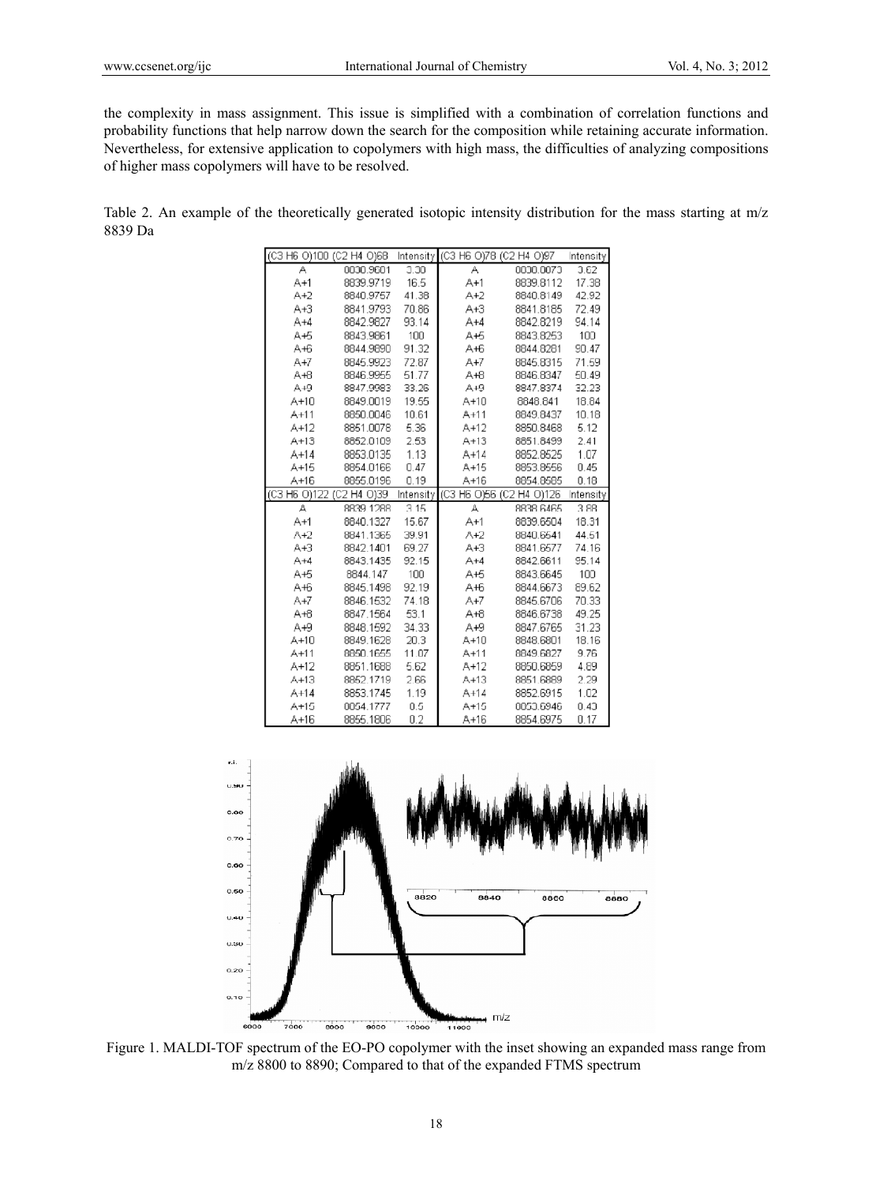the complexity in mass assignment. This issue is simplified with a combination of correlation functions and probability functions that help narrow down the search for the composition while retaining accurate information. Nevertheless, for extensive application to copolymers with high mass, the difficulties of analyzing compositions of higher mass copolymers will have to be resolved.

Table 2. An example of the theoretically generated isotopic intensity distribution for the mass starting at m/z 8839 Da

| (C3 H6 O)100 (C2 H4 O)68 | | Intensity | (C3 H6 O)78 (C2 H4 O)97 | | Intensity |
|---|---|---|---|---|---|
| A | 8838.9601 | 3.30 | A | 8838.8073 | 3.62 |
| A+1 | 8839.9719 | 16.5 | A+1 | 8839.8112 | 17.38 |
| A+2 | 8840.9757 | 41.38 | A+2 | 8840.8149 | 42.92 |
| A+3 | 8841.9793 | 70.86 | A+3 | 8841.8185 | 72.49 |
| A+4 | 8842.9827 | 93.14 | A+4 | 8842.8219 | 94.14 |
| A+5 | 8843.9861 | 100 | A+5 | 8843.8253 | 100 |
| A+6 | 8844.9890 | 91.32 | A+6 | 8844.8281 | 90.47 |
| A+7 | 8845.9923 | 72.87 | A+7 | 8845.8315 | 71.59 |
| A+8 | 8846.9955 | 51.77 | A+8 | 8846.8347 | 50.49 |
| A+9 | 8847.9983 | 33.26 | A+9 | 8847.8374 | 32.23 |
| A+10 | 8849.0019 | 19.55 | A+10 | 8848.841 | 18.84 |
| A+11 | 8850.0046 | 10.61 | A+11 | 8849.8437 | 10.18 |
| A+12 | 8851.0078 | 5.36 | A+12 | 8850.8468 | 5.12 |
| A+13 | 8852.0109 | 2.53 | A+13 | 8851.8499 | 2.41 |
| A+14 | 8853.0135 | 1.13 | A+14 | 8852.8525 | 1.07 |
| A+15 | 8854.0166 | 0.47 | A+15 | 8853.8556 | 0.45 |
| A+16 | 8855.0196 | 0.19 | A+16 | 8854.8585 | 0.18 |
| (C3 H6 O)122 (C2 H4 O)39 | | Intensity | (C3 H6 O)56 (C2 H4 O)126 | | Intensity |
| A | 8839.1288 | 3.15 | A | 8838.6465 | 3.88 |
| A+1 | 8840.1327 | 15.67 | A+1 | 8839.6504 | 18.31 |
| A+2 | 8841.1365 | 39.91 | A+2 | 8840.6541 | 44.51 |
| A+3 | 8842.1401 | 69.27 | A+3 | 8841.6577 | 74.16 |
| A+4 | 8843.1435 | 92.15 | A+4 | 8842.6611 | 95.14 |
| A+5 | 8844.147 | 100 | A+5 | 8843.6645 | 100 |
| A+6 | 8845.1498 | 92.19 | A+6 | 8844.6673 | 89.62 |
| A+7 | 8846.1532 | 74.18 | A+7 | 8845.6706 | 70.33 |
| A+8 | 8847.1564 | 53.1 | A+8 | 8846.6738 | 49.25 |
| A+9 | 8848.1592 | 34.33 | A+9 | 8847.6765 | 31.23 |
| A+10 | 8849.1628 | 20.3 | A+10 | 8848.6801 | 18.16 |
| A+11 | 8850.1655 | 11.07 | A+11 | 8849.6827 | 9.76 |
| A+12 | 8851.1688 | 5.62 | A+12 | 8850.6859 | 4.89 |
| A+13 | 8852.1719 | 2.66 | A+13 | 8851.6889 | 2.29 |
| A+14 | 8853.1745 | 1.19 | A+14 | 8852.6915 | 1.02 |
| A+15 | 8854.1777 | 0.5 | A+15 | 8853.6946 | 0.43 |
| A+16 | 8855.1806 | 0.2 | A+16 | 8854.6975 | 0.17 |

r.i.
0.90
0.80
0.70
0.60
0.50
0.40
0.30
0.20
0.10
6000 7000 8000 9000 10000 11000
m/z
8820 8840 8860 8880

Figure 1. MALDI-TOF spectrum of the EO-PO copolymer with the inset showing an expanded mass range from m/z 8800 to 8890; Compared to that of the expanded FTMS spectrum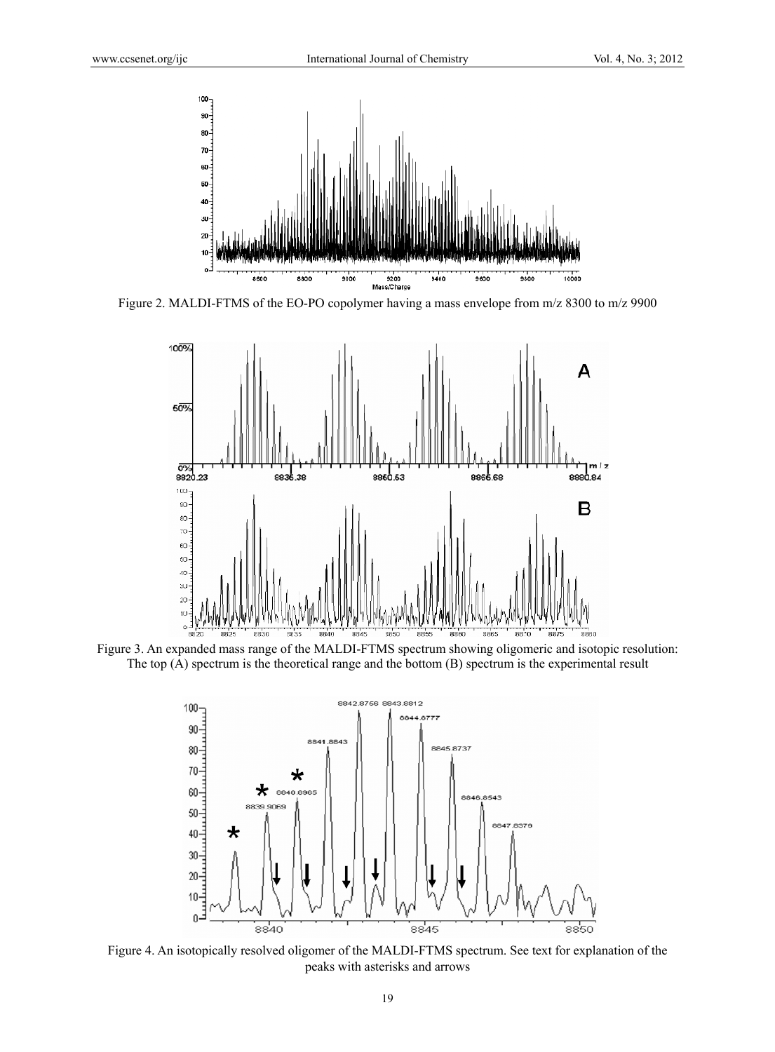100
90
80
70
60
50
40
30
20
10
0
8600 8800 9000 9200 9400 9600 9800 10000
Mass/Charge

Figure 2. MALDI-FTMS of the EO-PO copolymer having a mass envelope from m/z 8300 to m/z 9900

A
100%
50%
0%
8820.23 8835.38 8850.53 8865.68 8880.84
m/z

B
100
90
80
70
60
50
40
30
20
10
0
8820 8825 8830 8835 8840 8845 8850 8855 8860 8865 8870 8875 8880

Figure 3. An expanded mass range of the MALDI-FTMS spectrum showing oligomeric and isotopic resolution: The top (A) spectrum is the theoretical range and the bottom (B) spectrum is the experimental result

100
90
80
70
60
50
40
30
20
10
0
8839.9069
8840.6965
8841.8843
8842.8756
8843.8812
8844.6777
8845.8737
8846.8543
8847.8379
*
*
*
8840 8845 8850

Figure 4. An isotopically resolved oligomer of the MALDI-FTMS spectrum. See text for explanation of the peaks with asterisks and arrows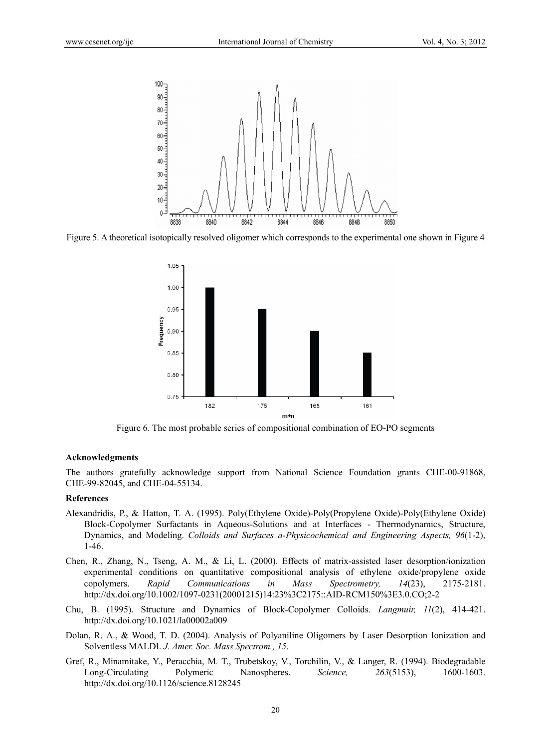100
90
80
70
60
50
40
30
20
10
0
8838
8840
8842
8844
8846
8848
8850

Figure 5. A theoretical isotopically resolved oligomer which corresponds to the experimental one shown in Figure 4

1.05
1.00
0.95
0.90
0.85
0.80
0.75
Frequency
182
175
168
161
m+n

Figure 6. The most probable series of compositional combination of EO-PO segments

### Acknowledgments

The authors gratefully acknowledge support from National Science Foundation grants CHE-00-91868, CHE-99-82045, and CHE-04-55134.

### References

Alexandridis, P., & Hatton, T. A. (1995). Poly(Ethylene Oxide)-Poly(Propylene Oxide)-Poly(Ethylene Oxide) Block-Copolymer Surfactants in Aqueous-Solutions and at Interfaces - Thermodynamics, Structure, Dynamics, and Modeling. *Colloids and Surfaces a-Physicochemical and Engineering Aspects, 96*(1-2), 1-46.

Chen, R., Zhang, N., Tseng, A. M., & Li, L. (2000). Effects of matrix-assisted laser desorption/ionization experimental conditions on quantitative compositional analysis of ethylene oxide/propylene oxide copolymers. *Rapid Communications in Mass Spectrometry, 14*(23), 2175-2181. http://dx.doi.org/10.1002/1097-0231(20001215)14:23%3C2175::AID-RCM150%3E3.0.CO;2-2

Chu, B. (1995). Structure and Dynamics of Block-Copolymer Colloids. *Langmuir, 11*(2), 414-421. http://dx.doi.org/10.1021/la00002a009

Dolan, R. A., & Wood, T. D. (2004). Analysis of Polyaniline Oligomers by Laser Desorption Ionization and Solventless MALDI. *J. Amer. Soc. Mass Spectrom., 15*.

Gref, R., Minamitake, Y., Peracchia, M. T., Trubetskoy, V., Torchilin, V., & Langer, R. (1994). Biodegradable Long-Circulating Polymeric Nanospheres. *Science, 263*(5153), 1600-1603. http://dx.doi.org/10.1126/science.8128245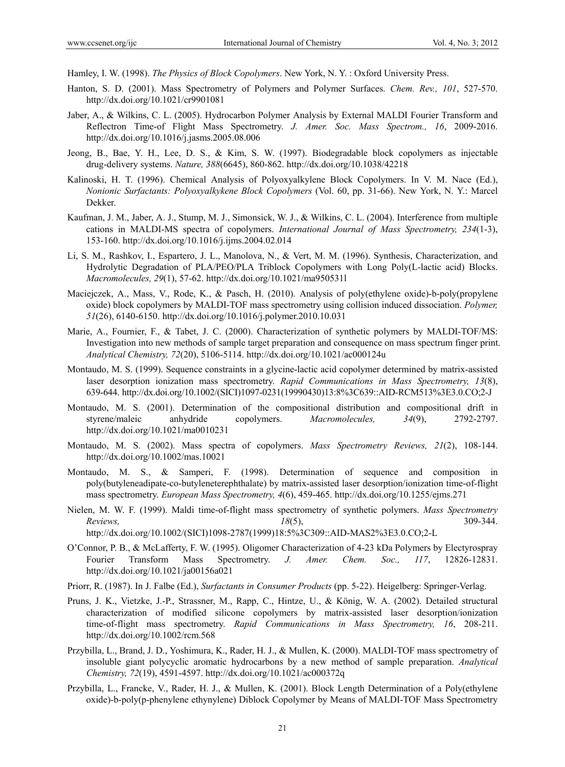Hamley, I. W. (1998). *The Physics of Block Copolymers*. New York, N. Y. : Oxford University Press.

Hanton, S. D. (2001). Mass Spectrometry of Polymers and Polymer Surfaces. *Chem. Rev., 101*, 527-570. http://dx.doi.org/10.1021/cr9901081

Jaber, A., & Wilkins, C. L. (2005). Hydrocarbon Polymer Analysis by External MALDI Fourier Transform and Reflectron Time-of Flight Mass Spectrometry. *J. Amer. Soc. Mass Spectrom., 16*, 2009-2016. http://dx.doi.org/10.1016/j.jasms.2005.08.006

Jeong, B., Bae, Y. H., Lee, D. S., & Kim, S. W. (1997). Biodegradable block copolymers as injectable drug-delivery systems. *Nature, 388*(6645), 860-862. http://dx.doi.org/10.1038/42218

Kalinoski, H. T. (1996). Chemical Analysis of Polyoxyalkylene Block Copolymers. In V. M. Nace (Ed.), *Nonionic Surfactants: Polyoxyalkykene Block Copolymers* (Vol. 60, pp. 31-66). New York, N. Y.: Marcel Dekker.

Kaufman, J. M., Jaber, A. J., Stump, M. J., Simonsick, W. J., & Wilkins, C. L. (2004). Interference from multiple cations in MALDI-MS spectra of copolymers. *International Journal of Mass Spectrometry, 234*(1-3), 153-160. http://dx.doi.org/10.1016/j.ijms.2004.02.014

Li, S. M., Rashkov, I., Espartero, J. L., Manolova, N., & Vert, M. M. (1996). Synthesis, Characterization, and Hydrolytic Degradation of PLA/PEO/PLA Triblock Copolymers with Long Poly(L-lactic acid) Blocks. *Macromolecules, 29*(1), 57-62. http://dx.doi.org/10.1021/ma950531l

Maciejczek, A., Mass, V., Rode, K., & Pasch, H. (2010). Analysis of poly(ethylene oxide)-b-poly(propylene oxide) block copolymers by MALDI-TOF mass spectrometry using collision induced dissociation. *Polymer, 51*(26), 6140-6150. http://dx.doi.org/10.1016/j.polymer.2010.10.031

Marie, A., Fournier, F., & Tabet, J. C. (2000). Characterization of synthetic polymers by MALDI-TOF/MS: Investigation into new methods of sample target preparation and consequence on mass spectrum finger print. *Analytical Chemistry, 72*(20), 5106-5114. http://dx.doi.org/10.1021/ac000124u

Montaudo, M. S. (1999). Sequence constraints in a glycine-lactic acid copolymer determined by matrix-assisted laser desorption ionization mass spectrometry. *Rapid Communications in Mass Spectrometry, 13*(8), 639-644. http://dx.doi.org/10.1002/(SICI)1097-0231(19990430)13:8%3C639::AID-RCM513%3E3.0.CO;2-J

Montaudo, M. S. (2001). Determination of the compositional distribution and compositional drift in styrene/maleic anhydride copolymers. *Macromolecules, 34*(9), 2792-2797. http://dx.doi.org/10.1021/ma0010231

Montaudo, M. S. (2002). Mass spectra of copolymers. *Mass Spectrometry Reviews, 21*(2), 108-144. http://dx.doi.org/10.1002/mas.10021

Montaudo, M. S., & Samperi, F. (1998). Determination of sequence and composition in poly(butyleneadipate-co-butyleneterephthalate) by matrix-assisted laser desorption/ionization time-of-flight mass spectrometry. *European Mass Spectrometry, 4*(6), 459-465. http://dx.doi.org/10.1255/ejms.271

Nielen, M. W. F. (1999). Maldi time-of-flight mass spectrometry of synthetic polymers. *Mass Spectrometry Reviews, 18*(5), 309-344. http://dx.doi.org/10.1002/(SICI)1098-2787(1999)18:5%3C309::AID-MAS2%3E3.0.CO;2-L

O'Connor, P. B., & McLafferty, F. W. (1995). Oligomer Characterization of 4-23 kDa Polymers by Electyrospray Fourier Transform Mass Spectrometry. *J. Amer. Chem. Soc., 117*, 12826-12831. http://dx.doi.org/10.1021/ja00156a021

Priorr, R. (1987). In J. Falbe (Ed.), *Surfactants in Consumer Products* (pp. 5-22). Heigelberg: Springer-Verlag.

Pruns, J. K., Vietzke, J.-P., Strassner, M., Rapp, C., Hintze, U., & König, W. A. (2002). Detailed structural characterization of modified silicone copolymers by matrix-assisted laser desorption/ionization time-of-flight mass spectrometry. *Rapid Communications in Mass Spectrometry, 16*, 208-211. http://dx.doi.org/10.1002/rcm.568

Przybilla, L., Brand, J. D., Yoshimura, K., Rader, H. J., & Mullen, K. (2000). MALDI-TOF mass spectrometry of insoluble giant polycyclic aromatic hydrocarbons by a new method of sample preparation. *Analytical Chemistry, 72*(19), 4591-4597. http://dx.doi.org/10.1021/ac000372q

Przybilla, L., Francke, V., Rader, H. J., & Mullen, K. (2001). Block Length Determination of a Poly(ethylene oxide)-b-poly(p-phenylene ethynylene) Diblock Copolymer by Means of MALDI-TOF Mass Spectrometry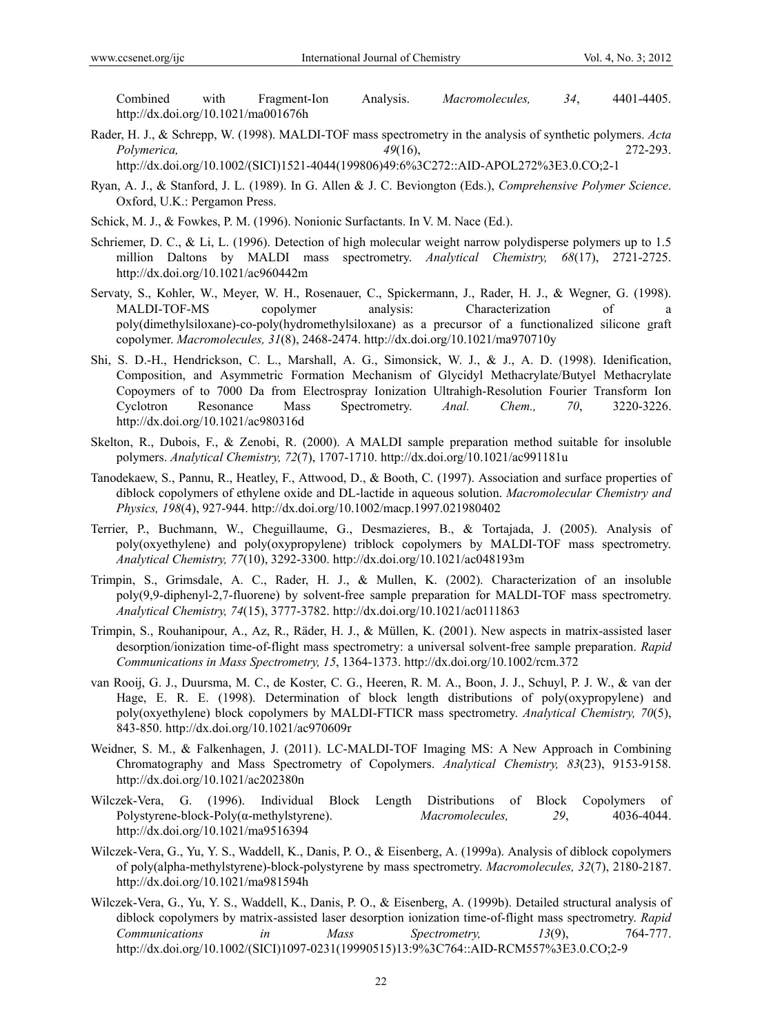Combined with Fragment-Ion Analysis. *Macromolecules, 34*, 4401-4405. http://dx.doi.org/10.1021/ma001676h

Rader, H. J., & Schrepp, W. (1998). MALDI-TOF mass spectrometry in the analysis of synthetic polymers. *Acta Polymerica, 49*(16), 272-293. http://dx.doi.org/10.1002/(SICI)1521-4044(199806)49:6%3C272::AID-APOL272%3E3.0.CO;2-1

Ryan, A. J., & Stanford, J. L. (1989). In G. Allen & J. C. Beviongton (Eds.), *Comprehensive Polymer Science*. Oxford, U.K.: Pergamon Press.

Schick, M. J., & Fowkes, P. M. (1996). Nonionic Surfactants. In V. M. Nace (Ed.).

Schriemer, D. C., & Li, L. (1996). Detection of high molecular weight narrow polydisperse polymers up to 1.5 million Daltons by MALDI mass spectrometry. *Analytical Chemistry, 68*(17), 2721-2725. http://dx.doi.org/10.1021/ac960442m

Servaty, S., Kohler, W., Meyer, W. H., Rosenauer, C., Spickermann, J., Rader, H. J., & Wegner, G. (1998). MALDI-TOF-MS copolymer analysis: Characterization of a poly(dimethylsiloxane)-co-poly(hydromethylsiloxane) as a precursor of a functionalized silicone graft copolymer. *Macromolecules, 31*(8), 2468-2474. http://dx.doi.org/10.1021/ma970710y

Shi, S. D.-H., Hendrickson, C. L., Marshall, A. G., Simonsick, W. J., & J., A. D. (1998). Idenification, Composition, and Asymmetric Formation Mechanism of Glycidyl Methacrylate/Butyel Methacrylate Copoymers of to 7000 Da from Electrospray Ionization Ultrahigh-Resolution Fourier Transform Ion Cyclotron Resonance Mass Spectrometry. *Anal. Chem., 70*, 3220-3226. http://dx.doi.org/10.1021/ac980316d

Skelton, R., Dubois, F., & Zenobi, R. (2000). A MALDI sample preparation method suitable for insoluble polymers. *Analytical Chemistry, 72*(7), 1707-1710. http://dx.doi.org/10.1021/ac991181u

Tanodekaew, S., Pannu, R., Heatley, F., Attwood, D., & Booth, C. (1997). Association and surface properties of diblock copolymers of ethylene oxide and DL-lactide in aqueous solution. *Macromolecular Chemistry and Physics, 198*(4), 927-944. http://dx.doi.org/10.1002/macp.1997.021980402

Terrier, P., Buchmann, W., Cheguillaume, G., Desmazieres, B., & Tortajada, J. (2005). Analysis of poly(oxyethylene) and poly(oxypropylene) triblock copolymers by MALDI-TOF mass spectrometry. *Analytical Chemistry, 77*(10), 3292-3300. http://dx.doi.org/10.1021/ac048193m

Trimpin, S., Grimsdale, A. C., Rader, H. J., & Mullen, K. (2002). Characterization of an insoluble poly(9,9-diphenyl-2,7-fluorene) by solvent-free sample preparation for MALDI-TOF mass spectrometry. *Analytical Chemistry, 74*(15), 3777-3782. http://dx.doi.org/10.1021/ac0111863

Trimpin, S., Rouhanipour, A., Az, R., Räder, H. J., & Müllen, K. (2001). New aspects in matrix-assisted laser desorption/ionization time-of-flight mass spectrometry: a universal solvent-free sample preparation. *Rapid Communications in Mass Spectrometry, 15*, 1364-1373. http://dx.doi.org/10.1002/rcm.372

van Rooij, G. J., Duursma, M. C., de Koster, C. G., Heeren, R. M. A., Boon, J. J., Schuyl, P. J. W., & van der Hage, E. R. E. (1998). Determination of block length distributions of poly(oxypropylene) and poly(oxyethylene) block copolymers by MALDI-FTICR mass spectrometry. *Analytical Chemistry, 70*(5), 843-850. http://dx.doi.org/10.1021/ac970609r

Weidner, S. M., & Falkenhagen, J. (2011). LC-MALDI-TOF Imaging MS: A New Approach in Combining Chromatography and Mass Spectrometry of Copolymers. *Analytical Chemistry, 83*(23), 9153-9158. http://dx.doi.org/10.1021/ac202380n

Wilczek-Vera, G. (1996). Individual Block Length Distributions of Block Copolymers of Polystyrene-block-Poly(α-methylstyrene). *Macromolecules, 29*, 4036-4044. http://dx.doi.org/10.1021/ma9516394

Wilczek-Vera, G., Yu, Y. S., Waddell, K., Danis, P. O., & Eisenberg, A. (1999a). Analysis of diblock copolymers of poly(alpha-methylstyrene)-block-polystyrene by mass spectrometry. *Macromolecules, 32*(7), 2180-2187. http://dx.doi.org/10.1021/ma981594h

Wilczek-Vera, G., Yu, Y. S., Waddell, K., Danis, P. O., & Eisenberg, A. (1999b). Detailed structural analysis of diblock copolymers by matrix-assisted laser desorption ionization time-of-flight mass spectrometry. *Rapid Communications in Mass Spectrometry, 13*(9), 764-777. http://dx.doi.org/10.1002/(SICI)1097-0231(19990515)13:9%3C764::AID-RCM557%3E3.0.CO;2-9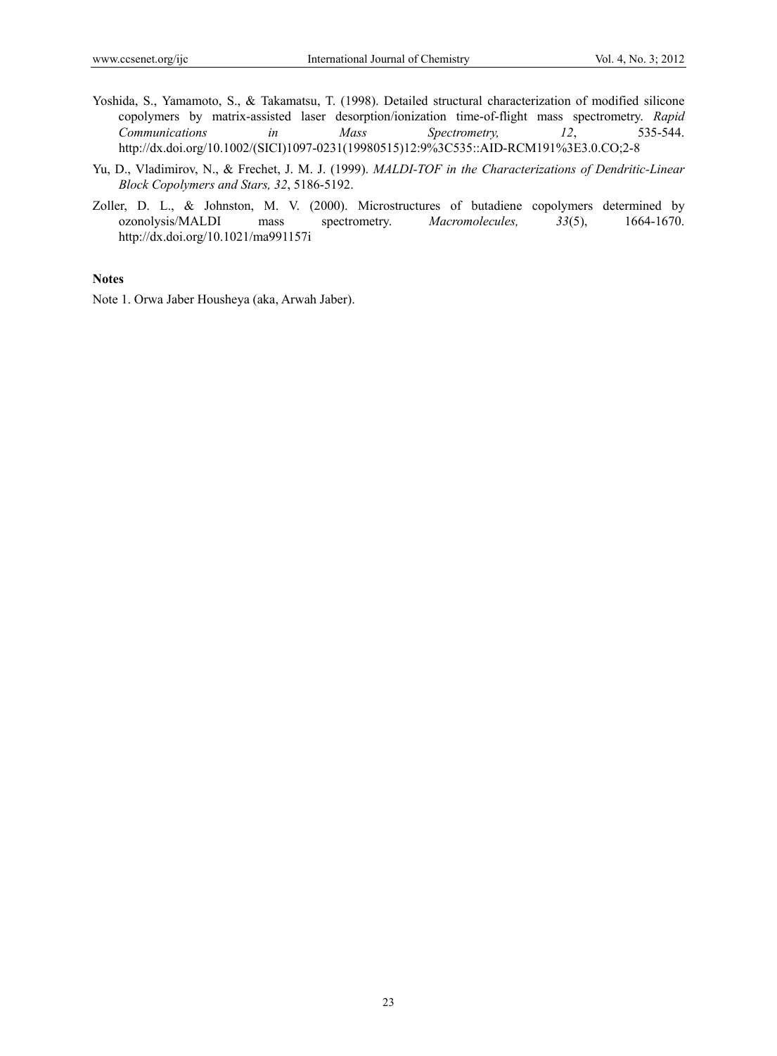Yoshida, S., Yamamoto, S., & Takamatsu, T. (1998). Detailed structural characterization of modified silicone copolymers by matrix-assisted laser desorption/ionization time-of-flight mass spectrometry. *Rapid Communications in Mass Spectrometry, 12*, 535-544. http://dx.doi.org/10.1002/(SICI)1097-0231(19980515)12:9%3C535::AID-RCM191%3E3.0.CO;2-8

Yu, D., Vladimirov, N., & Frechet, J. M. J. (1999). *MALDI-TOF in the Characterizations of Dendritic-Linear Block Copolymers and Stars, 32*, 5186-5192.

Zoller, D. L., & Johnston, M. V. (2000). Microstructures of butadiene copolymers determined by ozonolysis/MALDI mass spectrometry. *Macromolecules, 33*(5), 1664-1670. http://dx.doi.org/10.1021/ma991157i

**Notes**

Note 1. Orwa Jaber Housheya (aka, Arwah Jaber).